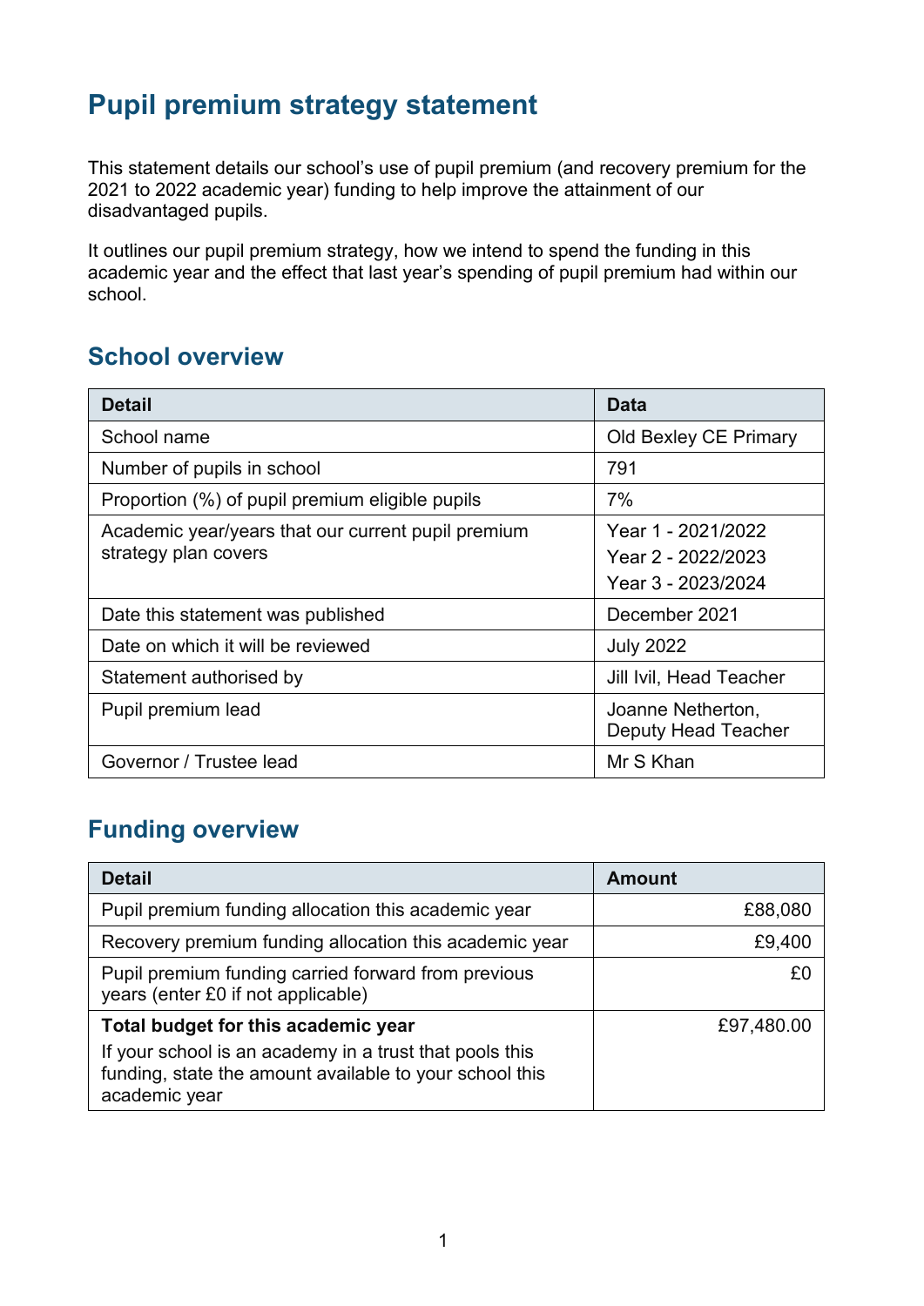# Pupil premium strategy statement

This statement details our school's use of pupil premium (and recovery premium for the 2021 to 2022 academic year) funding to help improve the attainment of our disadvantaged pupils.

It outlines our pupil premium strategy, how we intend to spend the funding in this academic year and the effect that last year's spending of pupil premium had within our school.

## School overview

| Detail | Data |
|---|---|
| School name | Old Bexley CE Primary |
| Number of pupils in school | 791 |
| Proportion (%) of pupil premium eligible pupils | 7% |
| Academic year/years that our current pupil premium strategy plan covers | Year 1 - 2021/2022<br>Year 2 - 2022/2023<br>Year 3 - 2023/2024 |
| Date this statement was published | December 2021 |
| Date on which it will be reviewed | July 2022 |
| Statement authorised by | Jill Ivil, Head Teacher |
| Pupil premium lead | Joanne Netherton, Deputy Head Teacher |
| Governor / Trustee lead | Mr S Khan |

## Funding overview

| Detail | Amount |
|---|---|
| Pupil premium funding allocation this academic year | £88,080 |
| Recovery premium funding allocation this academic year | £9,400 |
| Pupil premium funding carried forward from previous years (enter £0 if not applicable) | £0 |
| **Total budget for this academic year**<br>If your school is an academy in a trust that pools this funding, state the amount available to your school this academic year | £97,480.00 |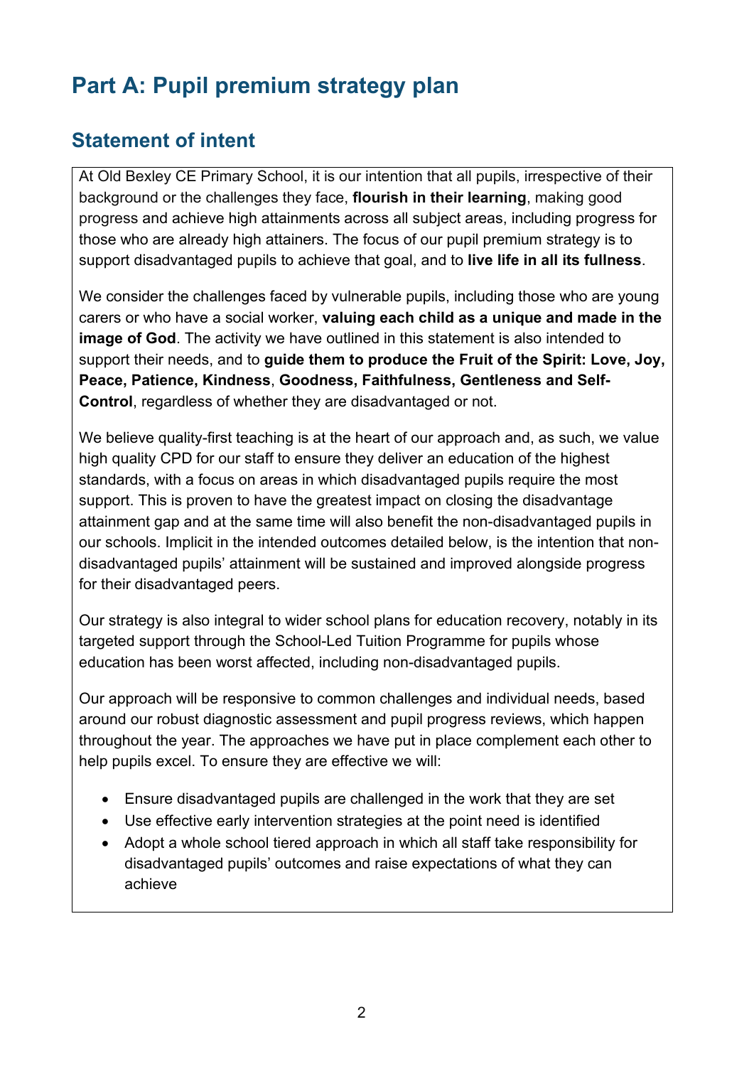# Part A: Pupil premium strategy plan

## Statement of intent

At Old Bexley CE Primary School, it is our intention that all pupils, irrespective of their background or the challenges they face, **flourish in their learning**, making good progress and achieve high attainments across all subject areas, including progress for those who are already high attainers. The focus of our pupil premium strategy is to support disadvantaged pupils to achieve that goal, and to **live life in all its fullness**.

We consider the challenges faced by vulnerable pupils, including those who are young carers or who have a social worker, **valuing each child as a unique and made in the image of God**. The activity we have outlined in this statement is also intended to support their needs, and to **guide them to produce the Fruit of the Spirit: Love, Joy, Peace, Patience, Kindness**, **Goodness, Faithfulness, Gentleness and Self-Control**, regardless of whether they are disadvantaged or not.

We believe quality-first teaching is at the heart of our approach and, as such, we value high quality CPD for our staff to ensure they deliver an education of the highest standards, with a focus on areas in which disadvantaged pupils require the most support. This is proven to have the greatest impact on closing the disadvantage attainment gap and at the same time will also benefit the non-disadvantaged pupils in our schools. Implicit in the intended outcomes detailed below, is the intention that non-disadvantaged pupils' attainment will be sustained and improved alongside progress for their disadvantaged peers.

Our strategy is also integral to wider school plans for education recovery, notably in its targeted support through the School-Led Tuition Programme for pupils whose education has been worst affected, including non-disadvantaged pupils.

Our approach will be responsive to common challenges and individual needs, based around our robust diagnostic assessment and pupil progress reviews, which happen throughout the year. The approaches we have put in place complement each other to help pupils excel. To ensure they are effective we will:

- Ensure disadvantaged pupils are challenged in the work that they are set
- Use effective early intervention strategies at the point need is identified
- Adopt a whole school tiered approach in which all staff take responsibility for disadvantaged pupils' outcomes and raise expectations of what they can achieve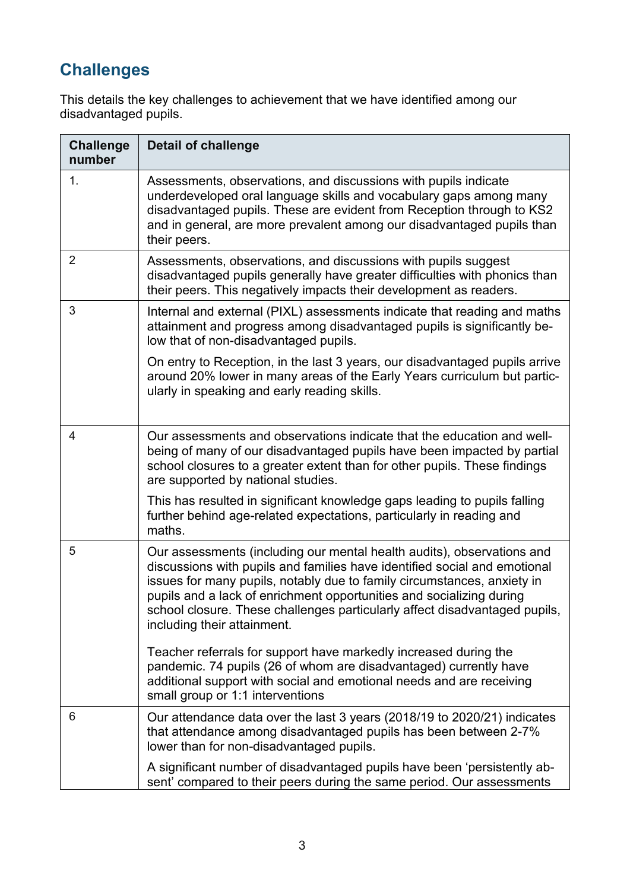## Challenges

This details the key challenges to achievement that we have identified among our disadvantaged pupils.

| Challenge number | Detail of challenge |
| --- | --- |
| 1. | Assessments, observations, and discussions with pupils indicate underdeveloped oral language skills and vocabulary gaps among many disadvantaged pupils. These are evident from Reception through to KS2 and in general, are more prevalent among our disadvantaged pupils than their peers. |
| 2 | Assessments, observations, and discussions with pupils suggest disadvantaged pupils generally have greater difficulties with phonics than their peers. This negatively impacts their development as readers. |
| 3 | Internal and external (PIXL) assessments indicate that reading and maths attainment and progress among disadvantaged pupils is significantly below that of non-disadvantaged pupils.<br><br>On entry to Reception, in the last 3 years, our disadvantaged pupils arrive around 20% lower in many areas of the Early Years curriculum but particularly in speaking and early reading skills. |
| 4 | Our assessments and observations indicate that the education and well-being of many of our disadvantaged pupils have been impacted by partial school closures to a greater extent than for other pupils. These findings are supported by national studies.<br><br>This has resulted in significant knowledge gaps leading to pupils falling further behind age-related expectations, particularly in reading and maths. |
| 5 | Our assessments (including our mental health audits), observations and discussions with pupils and families have identified social and emotional issues for many pupils, notably due to family circumstances, anxiety in pupils and a lack of enrichment opportunities and socializing during school closure. These challenges particularly affect disadvantaged pupils, including their attainment.<br><br>Teacher referrals for support have markedly increased during the pandemic. 74 pupils (26 of whom are disadvantaged) currently have additional support with social and emotional needs and are receiving small group or 1:1 interventions |
| 6 | Our attendance data over the last 3 years (2018/19 to 2020/21) indicates that attendance among disadvantaged pupils has been between 2-7% lower than for non-disadvantaged pupils.<br><br>A significant number of disadvantaged pupils have been 'persistently absent' compared to their peers during the same period. Our assessments |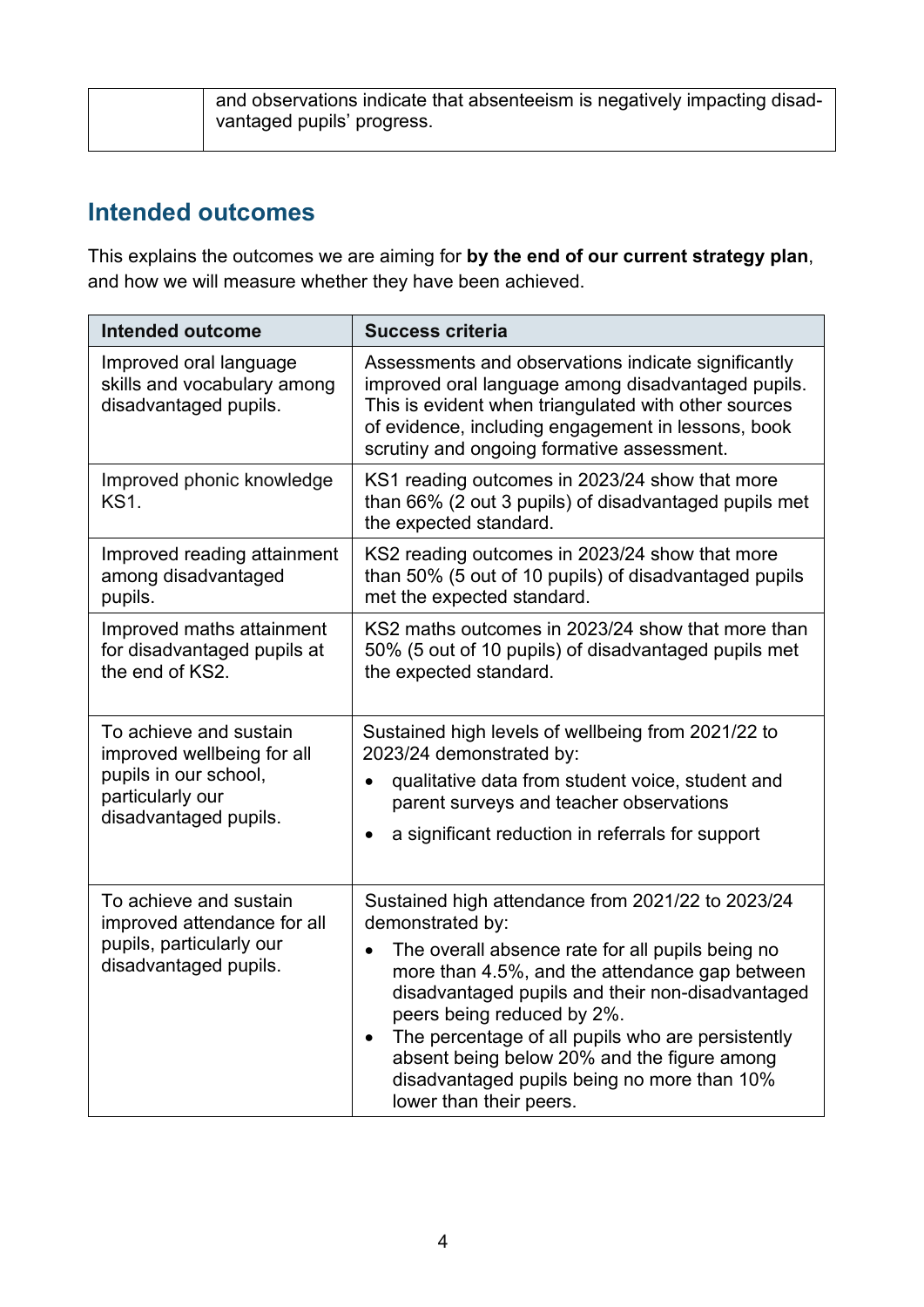| | and observations indicate that absenteeism is negatively impacting disadvantaged pupils' progress. |
|---|---|

## Intended outcomes

This explains the outcomes we are aiming for **by the end of our current strategy plan**, and how we will measure whether they have been achieved.

| Intended outcome | Success criteria |
|---|---|
| Improved oral language skills and vocabulary among disadvantaged pupils. | Assessments and observations indicate significantly improved oral language among disadvantaged pupils. This is evident when triangulated with other sources of evidence, including engagement in lessons, book scrutiny and ongoing formative assessment. |
| Improved phonic knowledge KS1. | KS1 reading outcomes in 2023/24 show that more than 66% (2 out 3 pupils) of disadvantaged pupils met the expected standard. |
| Improved reading attainment among disadvantaged pupils. | KS2 reading outcomes in 2023/24 show that more than 50% (5 out of 10 pupils) of disadvantaged pupils met the expected standard. |
| Improved maths attainment for disadvantaged pupils at the end of KS2. | KS2 maths outcomes in 2023/24 show that more than 50% (5 out of 10 pupils) of disadvantaged pupils met the expected standard. |
| To achieve and sustain improved wellbeing for all pupils in our school, particularly our disadvantaged pupils. | Sustained high levels of wellbeing from 2021/22 to 2023/24 demonstrated by:<br>• qualitative data from student voice, student and parent surveys and teacher observations<br>• a significant reduction in referrals for support |
| To achieve and sustain improved attendance for all pupils, particularly our disadvantaged pupils. | Sustained high attendance from 2021/22 to 2023/24 demonstrated by:<br>• The overall absence rate for all pupils being no more than 4.5%, and the attendance gap between disadvantaged pupils and their non-disadvantaged peers being reduced by 2%.<br>• The percentage of all pupils who are persistently absent being below 20% and the figure among disadvantaged pupils being no more than 10% lower than their peers. |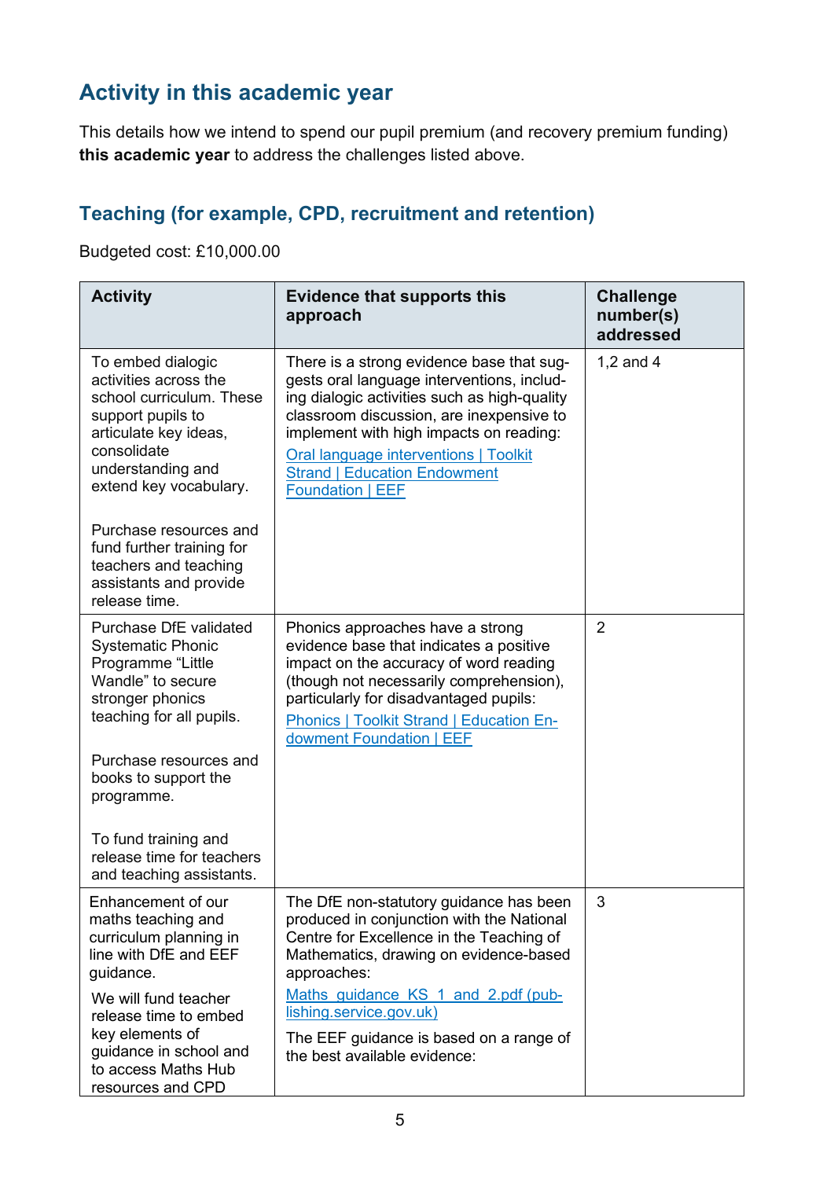## Activity in this academic year

This details how we intend to spend our pupil premium (and recovery premium funding) **this academic year** to address the challenges listed above.

### Teaching (for example, CPD, recruitment and retention)

Budgeted cost: £10,000.00

| Activity | Evidence that supports this approach | Challenge number(s) addressed |
|---|---|---|
| To embed dialogic activities across the school curriculum. These support pupils to articulate key ideas, consolidate understanding and extend key vocabulary.<br><br>Purchase resources and fund further training for teachers and teaching assistants and provide release time. | There is a strong evidence base that suggests oral language interventions, including dialogic activities such as high-quality classroom discussion, are inexpensive to implement with high impacts on reading:<br>[Oral language interventions \| Toolkit Strand \| Education Endowment Foundation \| EEF] | 1,2 and 4 |
| Purchase DfE validated Systematic Phonic Programme “Little Wandle” to secure stronger phonics teaching for all pupils.<br><br>Purchase resources and books to support the programme.<br><br>To fund training and release time for teachers and teaching assistants. | Phonics approaches have a strong evidence base that indicates a positive impact on the accuracy of word reading (though not necessarily comprehension), particularly for disadvantaged pupils:<br>[Phonics \| Toolkit Strand \| Education Endowment Foundation \| EEF] | 2 |
| Enhancement of our maths teaching and curriculum planning in line with DfE and EEF guidance.<br><br>We will fund teacher release time to embed key elements of guidance in school and to access Maths Hub resources and CPD | The DfE non-statutory guidance has been produced in conjunction with the National Centre for Excellence in the Teaching of Mathematics, drawing on evidence-based approaches:<br>[Maths_guidance_KS_1_and_2.pdf (publishing.service.gov.uk)]<br><br>The EEF guidance is based on a range of the best available evidence: | 3 |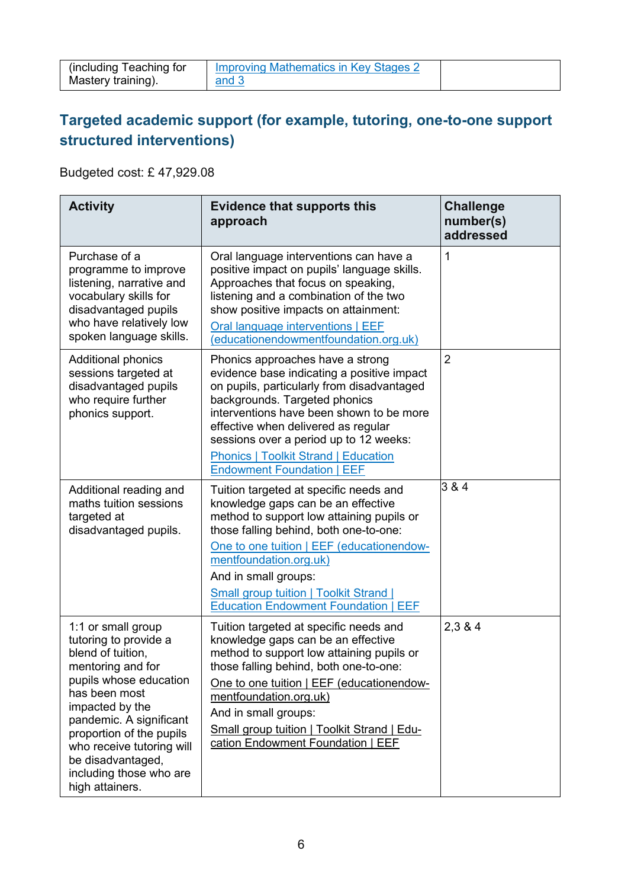| (including Teaching for Mastery training). | Improving Mathematics in Key Stages 2 and 3 | |
|---|---|---|

## Targeted academic support (for example, tutoring, one-to-one support structured interventions)

Budgeted cost: £ 47,929.08

| Activity | Evidence that supports this approach | Challenge number(s) addressed |
|---|---|---|
| Purchase of a programme to improve listening, narrative and vocabulary skills for disadvantaged pupils who have relatively low spoken language skills. | Oral language interventions can have a positive impact on pupils' language skills. Approaches that focus on speaking, listening and a combination of the two show positive impacts on attainment: Oral language interventions \| EEF (educationendowmentfoundation.org.uk) | 1 |
| Additional phonics sessions targeted at disadvantaged pupils who require further phonics support. | Phonics approaches have a strong evidence base indicating a positive impact on pupils, particularly from disadvantaged backgrounds. Targeted phonics interventions have been shown to be more effective when delivered as regular sessions over a period up to 12 weeks: Phonics \| Toolkit Strand \| Education Endowment Foundation \| EEF | 2 |
| Additional reading and maths tuition sessions targeted at disadvantaged pupils. | Tuition targeted at specific needs and knowledge gaps can be an effective method to support low attaining pupils or those falling behind, both one-to-one: One to one tuition \| EEF (educationendowmentfoundation.org.uk) And in small groups: Small group tuition \| Toolkit Strand \| Education Endowment Foundation \| EEF | 3 & 4 |
| 1:1 or small group tutoring to provide a blend of tuition, mentoring and for pupils whose education has been most impacted by the pandemic. A significant proportion of the pupils who receive tutoring will be disadvantaged, including those who are high attainers. | Tuition targeted at specific needs and knowledge gaps can be an effective method to support low attaining pupils or those falling behind, both one-to-one: One to one tuition \| EEF (educationendowmentfoundation.org.uk) And in small groups: Small group tuition \| Toolkit Strand \| Education Endowment Foundation \| EEF | 2,3 & 4 |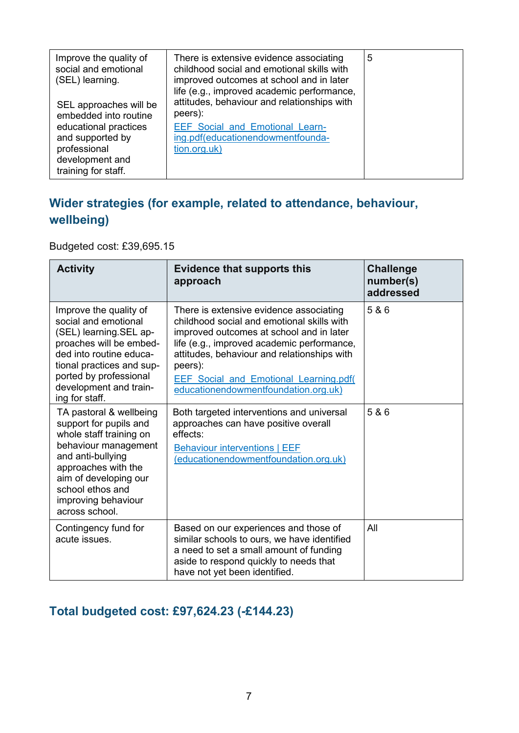| | | |
|---|---|---|
| Improve the quality of social and emotional (SEL) learning.<br><br>SEL approaches will be embedded into routine educational practices and supported by professional development and training for staff. | There is extensive evidence associating childhood social and emotional skills with improved outcomes at school and in later life (e.g., improved academic performance, attitudes, behaviour and relationships with peers):<br>[EEF_Social_and_Emotional_Learning.pdf(educationendowmentfoundation.org.uk)](https://educationendowmentfoundation.org.uk) | 5 |

## Wider strategies (for example, related to attendance, behaviour, wellbeing)

Budgeted cost: £39,695.15

| Activity | Evidence that supports this approach | Challenge number(s) addressed |
|---|---|---|
| Improve the quality of social and emotional (SEL) learning.SEL approaches will be embedded into routine educational practices and supported by professional development and training for staff. | There is extensive evidence associating childhood social and emotional skills with improved outcomes at school and in later life (e.g., improved academic performance, attitudes, behaviour and relationships with peers):<br>[EEF_Social_and_Emotional_Learning.pdf(educationendowmentfoundation.org.uk)](https://educationendowmentfoundation.org.uk) | 5 & 6 |
| TA pastoral & wellbeing support for pupils and whole staff training on behaviour management and anti-bullying approaches with the aim of developing our school ethos and improving behaviour across school. | Both targeted interventions and universal approaches can have positive overall effects:<br>[Behaviour interventions \| EEF (educationendowmentfoundation.org.uk)](https://educationendowmentfoundation.org.uk) | 5 & 6 |
| Contingency fund for acute issues. | Based on our experiences and those of similar schools to ours, we have identified a need to set a small amount of funding aside to respond quickly to needs that have not yet been identified. | All |

## Total budgeted cost: £97,624.23 (-£144.23)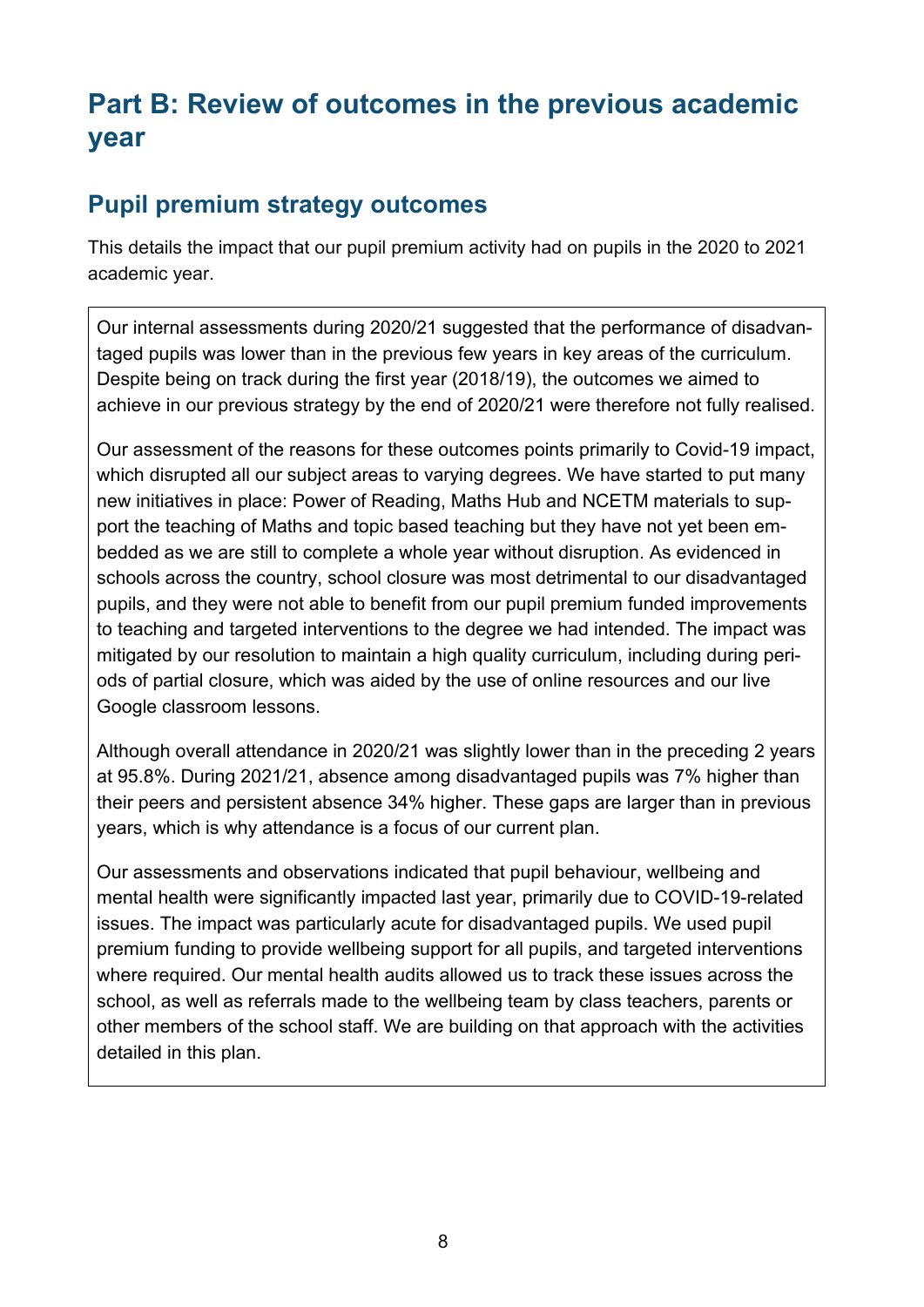# Part B: Review of outcomes in the previous academic year

## Pupil premium strategy outcomes

This details the impact that our pupil premium activity had on pupils in the 2020 to 2021 academic year.

Our internal assessments during 2020/21 suggested that the performance of disadvantaged pupils was lower than in the previous few years in key areas of the curriculum. Despite being on track during the first year (2018/19), the outcomes we aimed to achieve in our previous strategy by the end of 2020/21 were therefore not fully realised.

Our assessment of the reasons for these outcomes points primarily to Covid-19 impact, which disrupted all our subject areas to varying degrees. We have started to put many new initiatives in place: Power of Reading, Maths Hub and NCETM materials to support the teaching of Maths and topic based teaching but they have not yet been embedded as we are still to complete a whole year without disruption. As evidenced in schools across the country, school closure was most detrimental to our disadvantaged pupils, and they were not able to benefit from our pupil premium funded improvements to teaching and targeted interventions to the degree we had intended. The impact was mitigated by our resolution to maintain a high quality curriculum, including during periods of partial closure, which was aided by the use of online resources and our live Google classroom lessons.

Although overall attendance in 2020/21 was slightly lower than in the preceding 2 years at 95.8%. During 2021/21, absence among disadvantaged pupils was 7% higher than their peers and persistent absence 34% higher. These gaps are larger than in previous years, which is why attendance is a focus of our current plan.

Our assessments and observations indicated that pupil behaviour, wellbeing and mental health were significantly impacted last year, primarily due to COVID-19-related issues. The impact was particularly acute for disadvantaged pupils. We used pupil premium funding to provide wellbeing support for all pupils, and targeted interventions where required. Our mental health audits allowed us to track these issues across the school, as well as referrals made to the wellbeing team by class teachers, parents or other members of the school staff. We are building on that approach with the activities detailed in this plan.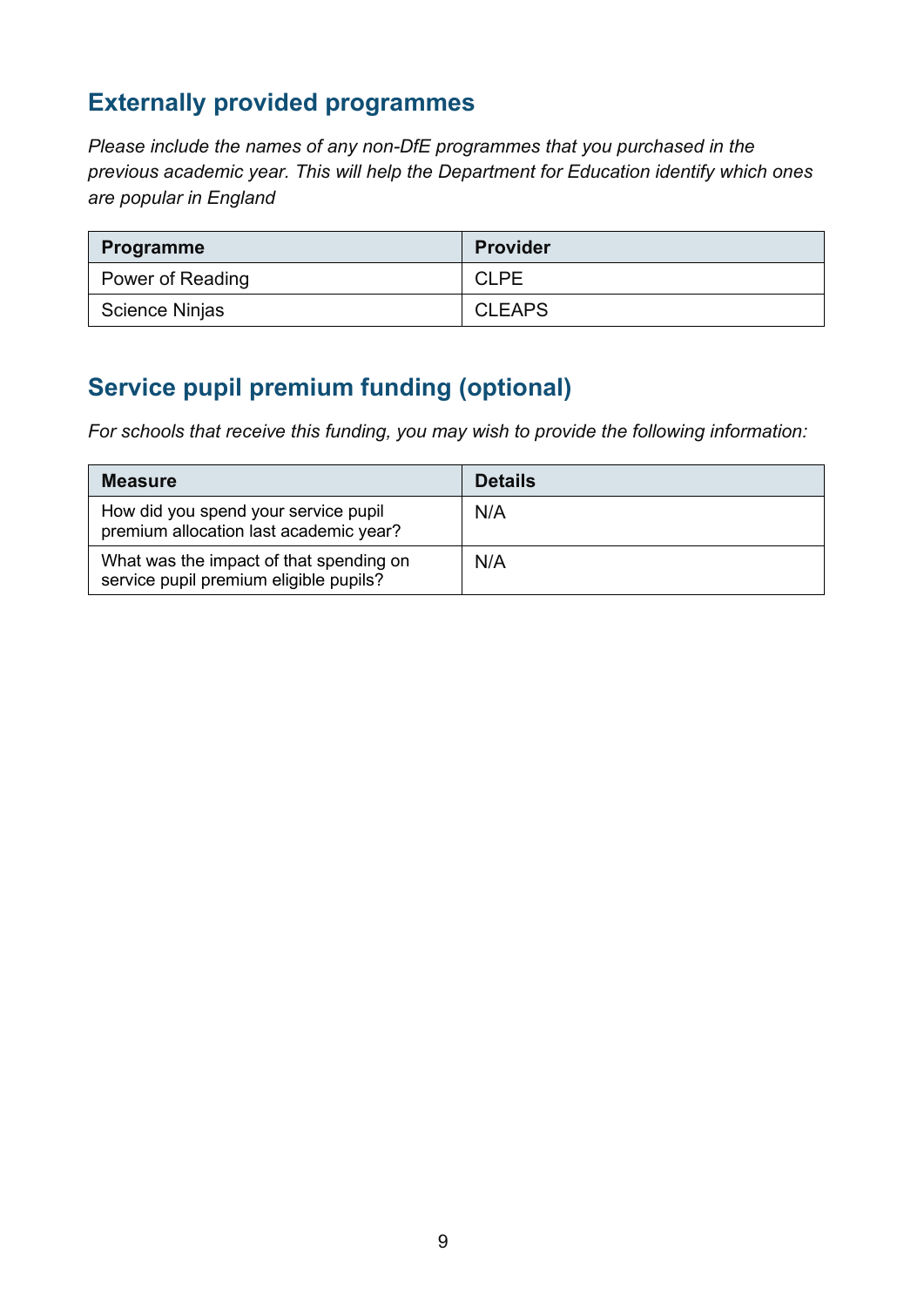## Externally provided programmes

*Please include the names of any non-DfE programmes that you purchased in the previous academic year. This will help the Department for Education identify which ones are popular in England*

| Programme | Provider |
|---|---|
| Power of Reading | CLPE |
| Science Ninjas | CLEAPS |

## Service pupil premium funding (optional)

*For schools that receive this funding, you may wish to provide the following information:*

| Measure | Details |
|---|---|
| How did you spend your service pupil premium allocation last academic year? | N/A |
| What was the impact of that spending on service pupil premium eligible pupils? | N/A |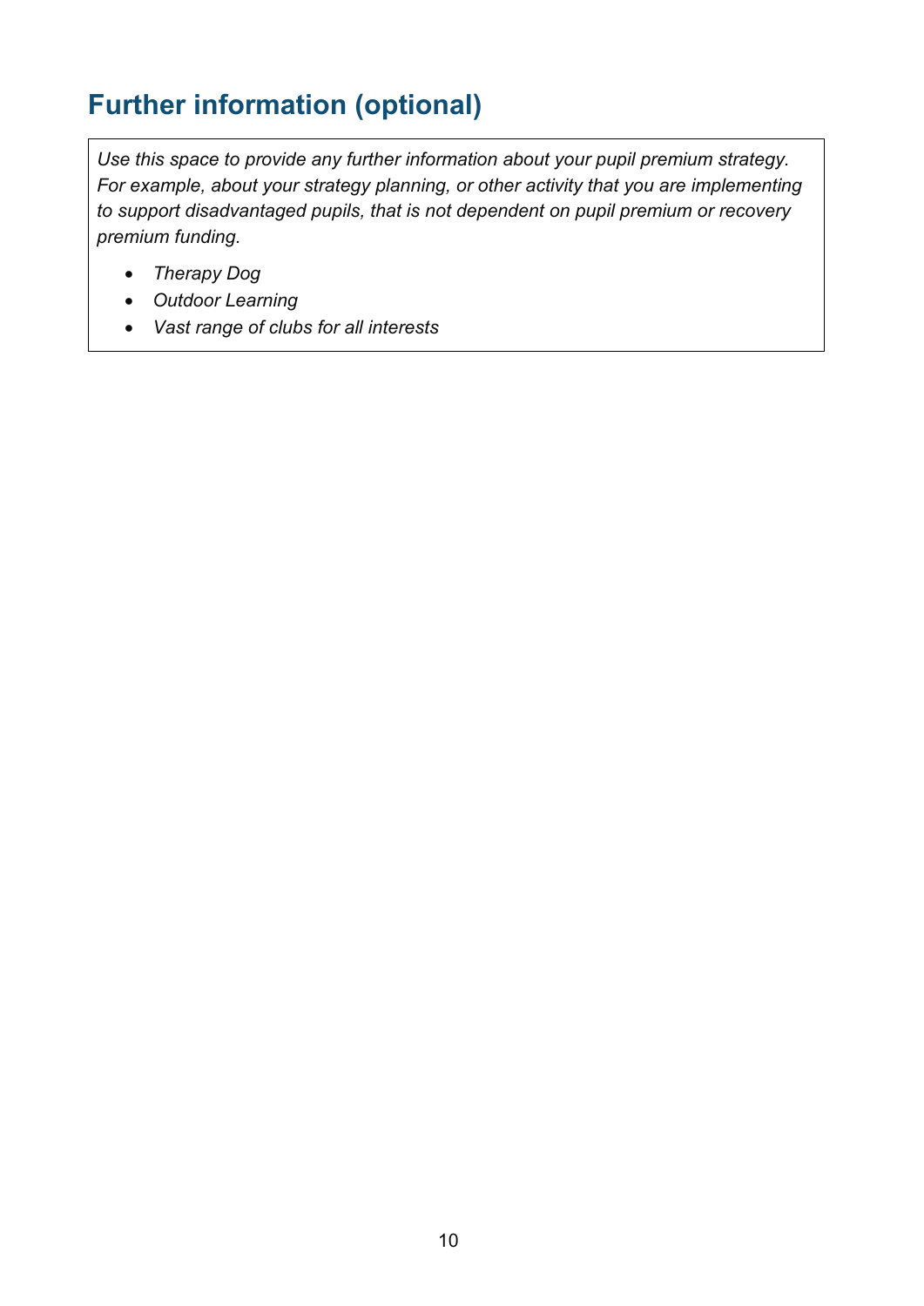## Further information (optional)

*Use this space to provide any further information about your pupil premium strategy. For example, about your strategy planning, or other activity that you are implementing to support disadvantaged pupils, that is not dependent on pupil premium or recovery premium funding.*

- *Therapy Dog*
- *Outdoor Learning*
- *Vast range of clubs for all interests*